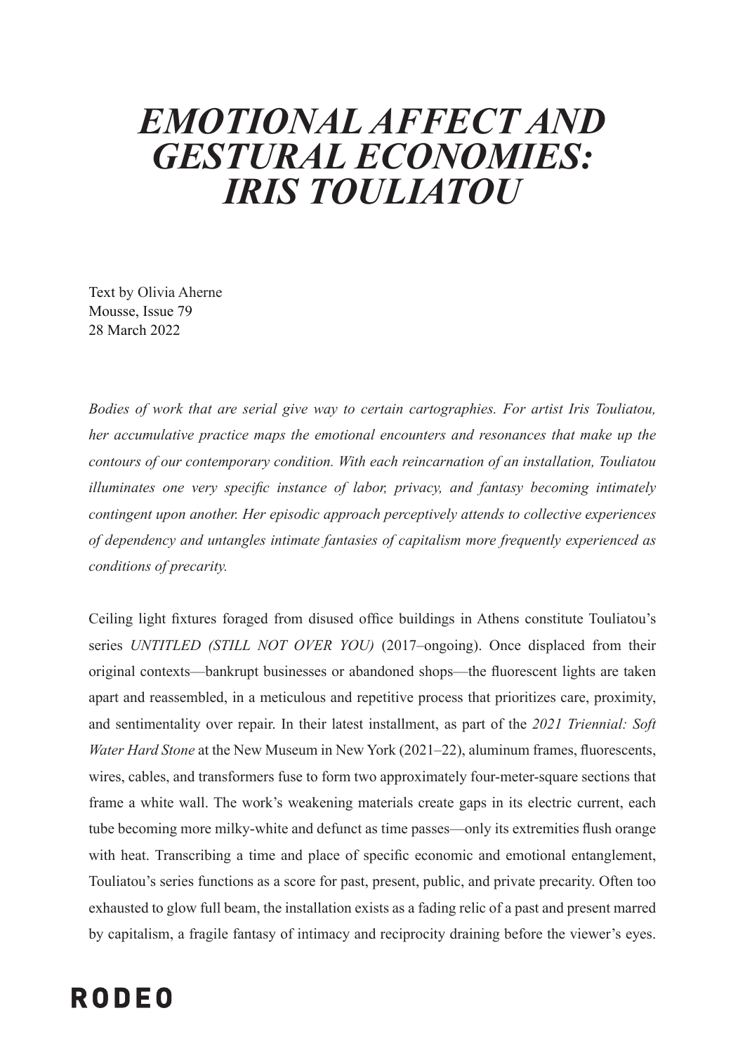# *EMOTIONAL AFFECT AND GESTURAL ECONOMIES: IRIS TOULIATOU*

Text by Olivia Aherne
Mousse, Issue 79
28 March 2022

*Bodies of work that are serial give way to certain cartographies. For artist Iris Touliatou, her accumulative practice maps the emotional encounters and resonances that make up the contours of our contemporary condition. With each reincarnation of an installation, Touliatou illuminates one very specific instance of labor, privacy, and fantasy becoming intimately contingent upon another. Her episodic approach perceptively attends to collective experiences of dependency and untangles intimate fantasies of capitalism more frequently experienced as conditions of precarity.*

Ceiling light fixtures foraged from disused office buildings in Athens constitute Touliatou's series *UNTITLED (STILL NOT OVER YOU)* (2017–ongoing). Once displaced from their original contexts—bankrupt businesses or abandoned shops—the fluorescent lights are taken apart and reassembled, in a meticulous and repetitive process that prioritizes care, proximity, and sentimentality over repair. In their latest installment, as part of the *2021 Triennial: Soft Water Hard Stone* at the New Museum in New York (2021–22), aluminum frames, fluorescents, wires, cables, and transformers fuse to form two approximately four-meter-square sections that frame a white wall. The work's weakening materials create gaps in its electric current, each tube becoming more milky-white and defunct as time passes—only its extremities flush orange with heat. Transcribing a time and place of specific economic and emotional entanglement, Touliatou's series functions as a score for past, present, public, and private precarity. Often too exhausted to glow full beam, the installation exists as a fading relic of a past and present marred by capitalism, a fragile fantasy of intimacy and reciprocity draining before the viewer's eyes.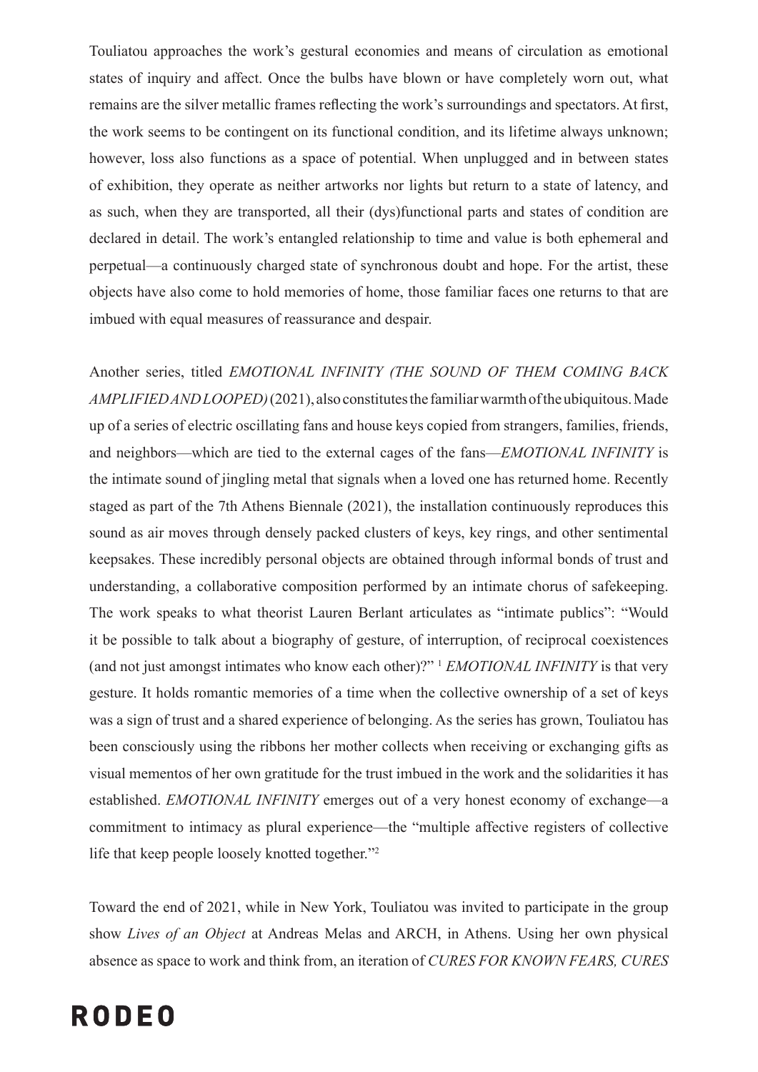Touliatou approaches the work's gestural economies and means of circulation as emotional states of inquiry and affect. Once the bulbs have blown or have completely worn out, what remains are the silver metallic frames reflecting the work's surroundings and spectators. At first, the work seems to be contingent on its functional condition, and its lifetime always unknown; however, loss also functions as a space of potential. When unplugged and in between states of exhibition, they operate as neither artworks nor lights but return to a state of latency, and as such, when they are transported, all their (dys)functional parts and states of condition are declared in detail. The work's entangled relationship to time and value is both ephemeral and perpetual—a continuously charged state of synchronous doubt and hope. For the artist, these objects have also come to hold memories of home, those familiar faces one returns to that are imbued with equal measures of reassurance and despair.

Another series, titled *EMOTIONAL INFINITY (THE SOUND OF THEM COMING BACK AMPLIFIED AND LOOPED)* (2021), also constitutes the familiar warmth of the ubiquitous. Made up of a series of electric oscillating fans and house keys copied from strangers, families, friends, and neighbors—which are tied to the external cages of the fans—*EMOTIONAL INFINITY* is the intimate sound of jingling metal that signals when a loved one has returned home. Recently staged as part of the 7th Athens Biennale (2021), the installation continuously reproduces this sound as air moves through densely packed clusters of keys, key rings, and other sentimental keepsakes. These incredibly personal objects are obtained through informal bonds of trust and understanding, a collaborative composition performed by an intimate chorus of safekeeping. The work speaks to what theorist Lauren Berlant articulates as "intimate publics": "Would it be possible to talk about a biography of gesture, of interruption, of reciprocal coexistences (and not just amongst intimates who know each other)?" [1] *EMOTIONAL INFINITY* is that very gesture. It holds romantic memories of a time when the collective ownership of a set of keys was a sign of trust and a shared experience of belonging. As the series has grown, Touliatou has been consciously using the ribbons her mother collects when receiving or exchanging gifts as visual mementos of her own gratitude for the trust imbued in the work and the solidarities it has established. *EMOTIONAL INFINITY* emerges out of a very honest economy of exchange—a commitment to intimacy as plural experience—the "multiple affective registers of collective life that keep people loosely knotted together."[2]

Toward the end of 2021, while in New York, Touliatou was invited to participate in the group show *Lives of an Object* at Andreas Melas and ARCH, in Athens. Using her own physical absence as space to work and think from, an iteration of *CURES FOR KNOWN FEARS, CURES*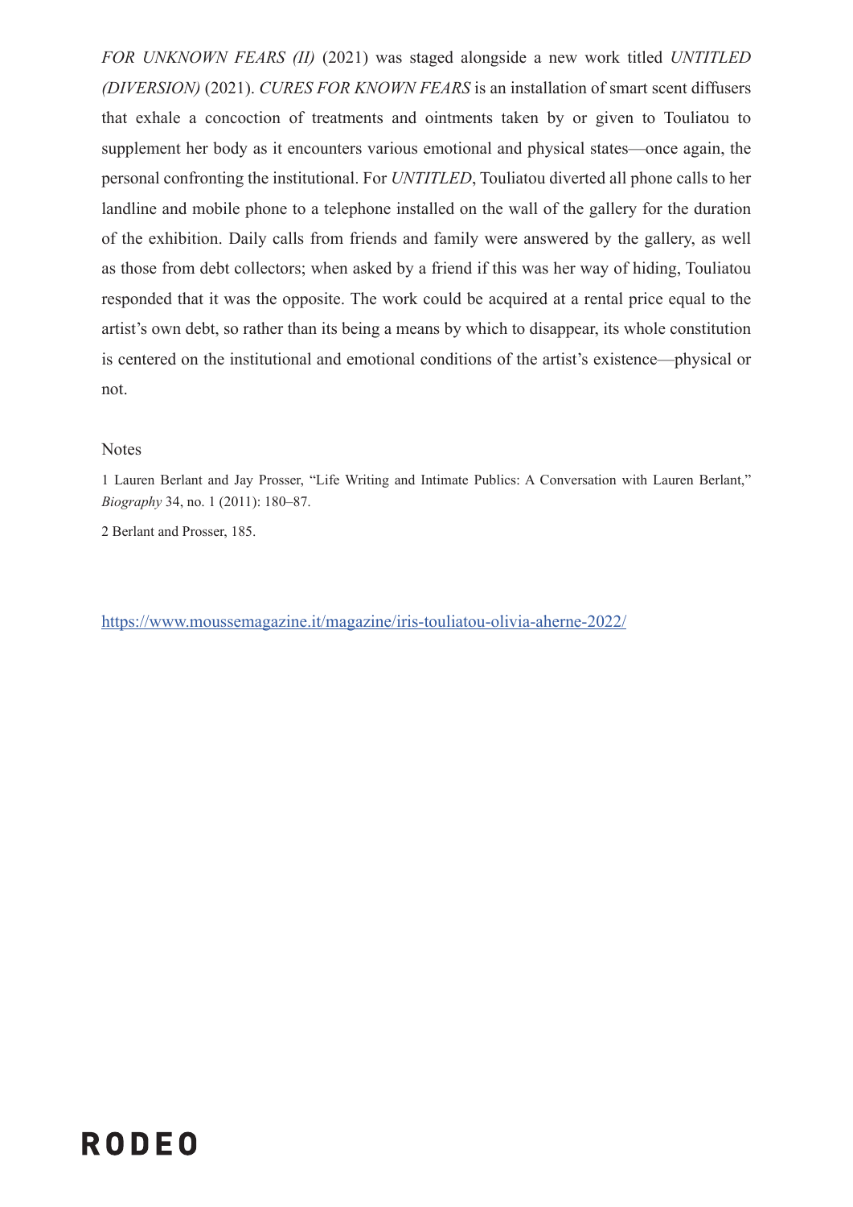*FOR UNKNOWN FEARS (II)* (2021) was staged alongside a new work titled *UNTITLED (DIVERSION)* (2021). *CURES FOR KNOWN FEARS* is an installation of smart scent diffusers that exhale a concoction of treatments and ointments taken by or given to Touliatou to supplement her body as it encounters various emotional and physical states—once again, the personal confronting the institutional. For *UNTITLED*, Touliatou diverted all phone calls to her landline and mobile phone to a telephone installed on the wall of the gallery for the duration of the exhibition. Daily calls from friends and family were answered by the gallery, as well as those from debt collectors; when asked by a friend if this was her way of hiding, Touliatou responded that it was the opposite. The work could be acquired at a rental price equal to the artist's own debt, so rather than its being a means by which to disappear, its whole constitution is centered on the institutional and emotional conditions of the artist's existence—physical or not.

Notes

1 Lauren Berlant and Jay Prosser, "Life Writing and Intimate Publics: A Conversation with Lauren Berlant," *Biography* 34, no. 1 (2011): 180–87.

2 Berlant and Prosser, 185.

https://www.moussemagazine.it/magazine/iris-touliatou-olivia-aherne-2022/

**RODEO**